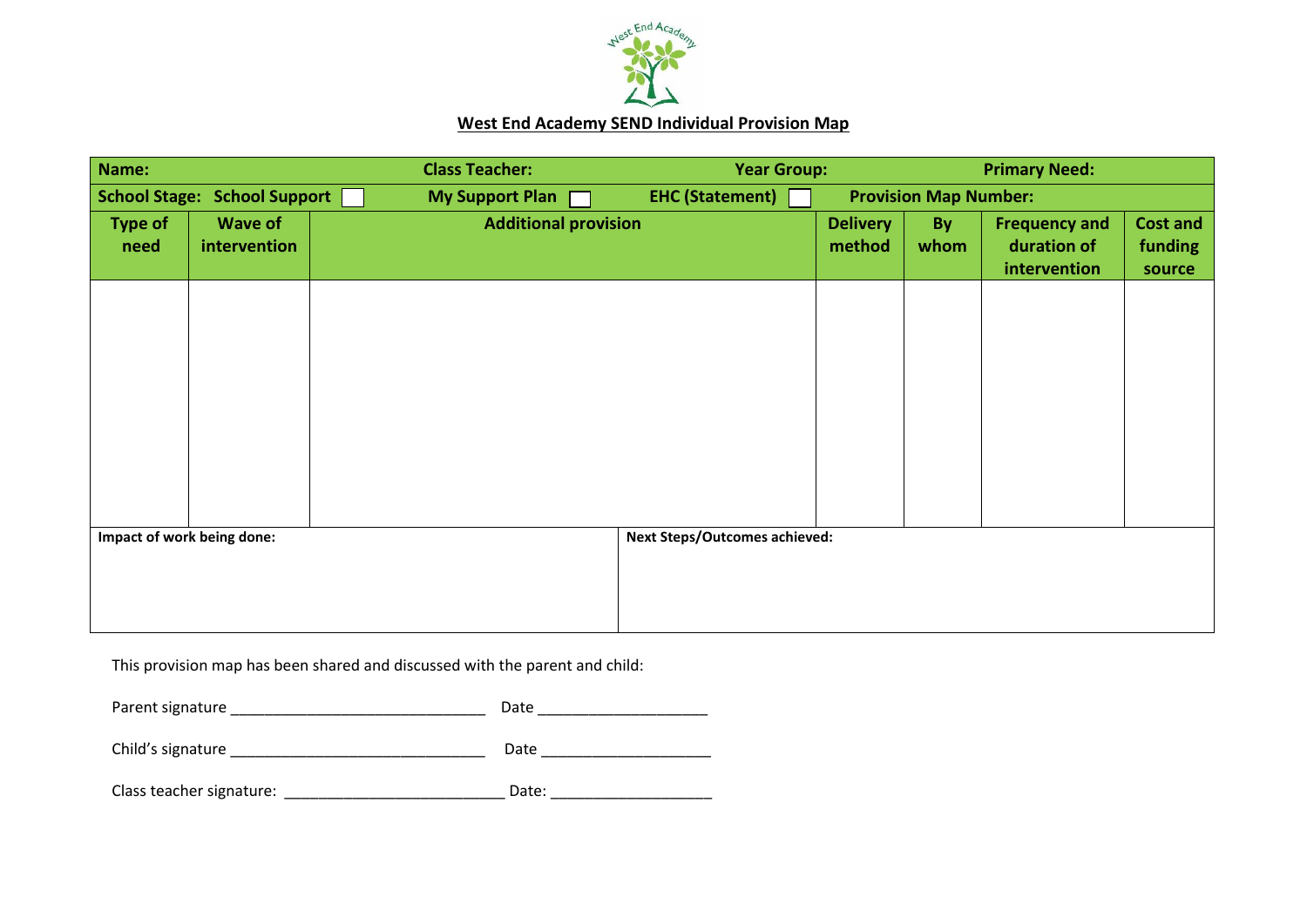# West End Academy SEND Individual Provision Map

| **Name:** | | **Class Teacher:** | **Year Group:** | | **Primary Need:** | |
|---|---|---|---|---|---|---|
| **School Stage: School Support** ☐ | | **My Support Plan** ☐ | **EHC (Statement)** ☐ | | **Provision Map Number:** | |
| **Type of need** | **Wave of intervention** | **Additional provision** | **Delivery method** | **By whom** | **Frequency and duration of intervention** | **Cost and funding source** |
| | | | | | | |

| **Impact of work being done:** | **Next Steps/Outcomes achieved:** |
|---|---|
| | |

This provision map has been shared and discussed with the parent and child:

Parent signature ______________________________ Date ____________________

Child's signature ______________________________ Date ____________________

Class teacher signature: __________________________ Date: ___________________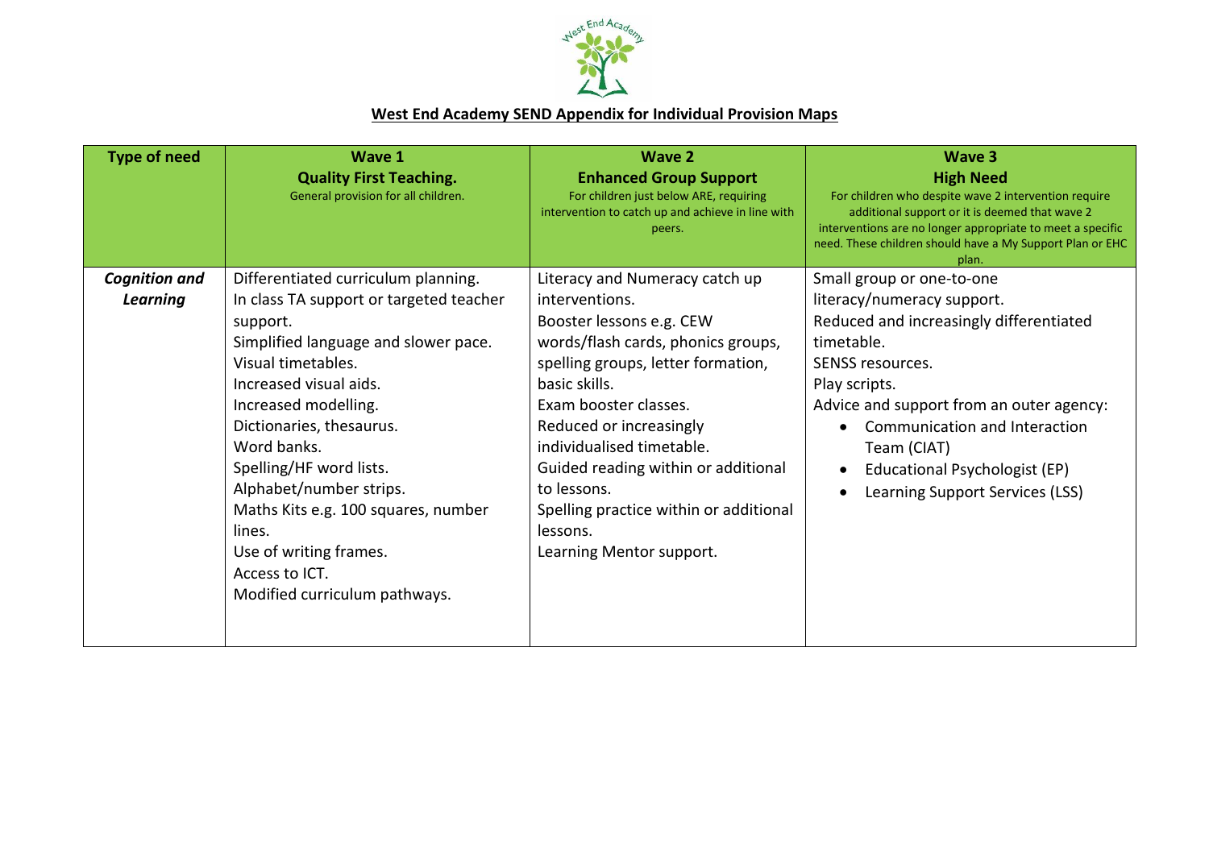**West End Academy SEND Appendix for Individual Provision Maps**

| Type of need | Wave 1<br>**Quality First Teaching.**<br>General provision for all children. | Wave 2<br>**Enhanced Group Support**<br>For children just below ARE, requiring intervention to catch up and achieve in line with peers. | Wave 3<br>**High Need**<br>For children who despite wave 2 intervention require additional support or it is deemed that wave 2 interventions are no longer appropriate to meet a specific need. These children should have a My Support Plan or EHC plan. |
|---|---|---|---|
| ***Cognition and Learning*** | Differentiated curriculum planning.<br>In class TA support or targeted teacher support.<br>Simplified language and slower pace.<br>Visual timetables.<br>Increased visual aids.<br>Increased modelling.<br>Dictionaries, thesaurus.<br>Word banks.<br>Spelling/HF word lists.<br>Alphabet/number strips.<br>Maths Kits e.g. 100 squares, number lines.<br>Use of writing frames.<br>Access to ICT.<br>Modified curriculum pathways. | Literacy and Numeracy catch up interventions.<br>Booster lessons e.g. CEW words/flash cards, phonics groups, spelling groups, letter formation, basic skills.<br>Exam booster classes.<br>Reduced or increasingly individualised timetable.<br>Guided reading within or additional to lessons.<br>Spelling practice within or additional lessons.<br>Learning Mentor support. | Small group or one-to-one literacy/numeracy support.<br>Reduced and increasingly differentiated timetable.<br>SENSS resources.<br>Play scripts.<br>Advice and support from an outer agency:<br>• Communication and Interaction Team (CIAT)<br>• Educational Psychologist (EP)<br>• Learning Support Services (LSS) |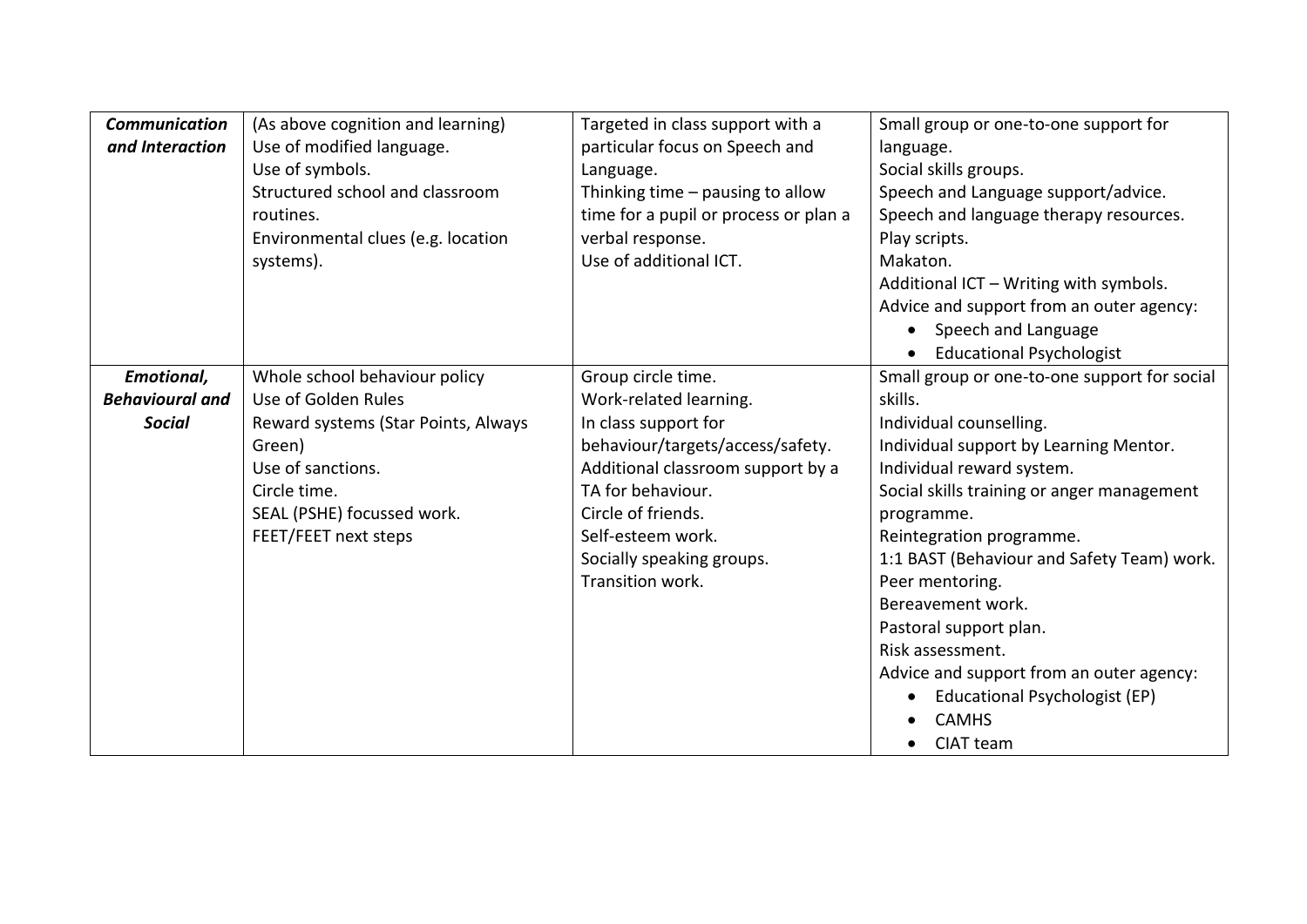| | | | |
|---|---|---|---|
| ***Communication and Interaction*** | (As above cognition and learning)<br>Use of modified language.<br>Use of symbols.<br>Structured school and classroom routines.<br>Environmental clues (e.g. location systems). | Targeted in class support with a particular focus on Speech and Language.<br>Thinking time – pausing to allow time for a pupil or process or plan a verbal response.<br>Use of additional ICT. | Small group or one-to-one support for language.<br>Social skills groups.<br>Speech and Language support/advice.<br>Speech and language therapy resources.<br>Play scripts.<br>Makaton.<br>Additional ICT – Writing with symbols.<br>Advice and support from an outer agency:<br>• Speech and Language<br>• Educational Psychologist |
| ***Emotional, Behavioural and Social*** | Whole school behaviour policy<br>Use of Golden Rules<br>Reward systems (Star Points, Always Green)<br>Use of sanctions.<br>Circle time.<br>SEAL (PSHE) focussed work.<br>FEET/FEET next steps | Group circle time.<br>Work-related learning.<br>In class support for behaviour/targets/access/safety.<br>Additional classroom support by a TA for behaviour.<br>Circle of friends.<br>Self-esteem work.<br>Socially speaking groups.<br>Transition work. | Small group or one-to-one support for social skills.<br>Individual counselling.<br>Individual support by Learning Mentor.<br>Individual reward system.<br>Social skills training or anger management programme.<br>Reintegration programme.<br>1:1 BAST (Behaviour and Safety Team) work.<br>Peer mentoring.<br>Bereavement work.<br>Pastoral support plan.<br>Risk assessment.<br>Advice and support from an outer agency:<br>• Educational Psychologist (EP)<br>• CAMHS<br>• CIAT team |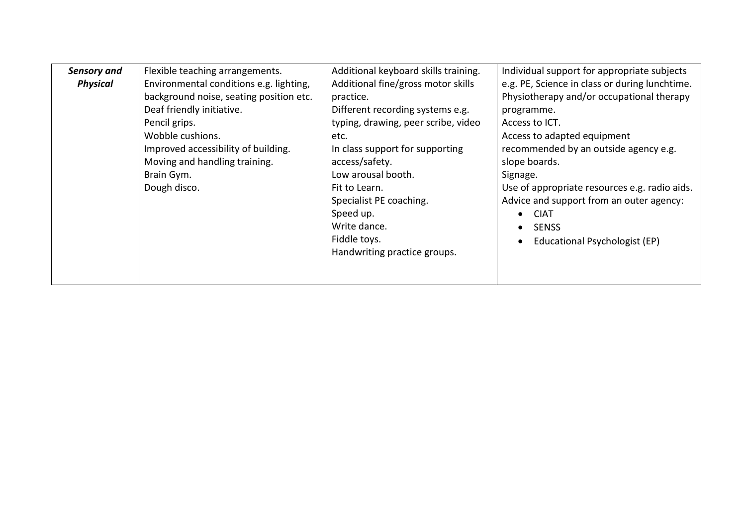| | | | |
|---|---|---|---|
| ***Sensory and Physical*** | Flexible teaching arrangements.<br>Environmental conditions e.g. lighting, background noise, seating position etc.<br>Deaf friendly initiative.<br>Pencil grips.<br>Wobble cushions.<br>Improved accessibility of building.<br>Moving and handling training.<br>Brain Gym.<br>Dough disco. | Additional keyboard skills training.<br>Additional fine/gross motor skills practice.<br>Different recording systems e.g. typing, drawing, peer scribe, video etc.<br>In class support for supporting access/safety.<br>Low arousal booth.<br>Fit to Learn.<br>Specialist PE coaching.<br>Speed up.<br>Write dance.<br>Fiddle toys.<br>Handwriting practice groups. | Individual support for appropriate subjects e.g. PE, Science in class or during lunchtime.<br>Physiotherapy and/or occupational therapy programme.<br>Access to ICT.<br>Access to adapted equipment recommended by an outside agency e.g. slope boards.<br>Signage.<br>Use of appropriate resources e.g. radio aids.<br>Advice and support from an outer agency:<br>• CIAT<br>• SENSS<br>• Educational Psychologist (EP) |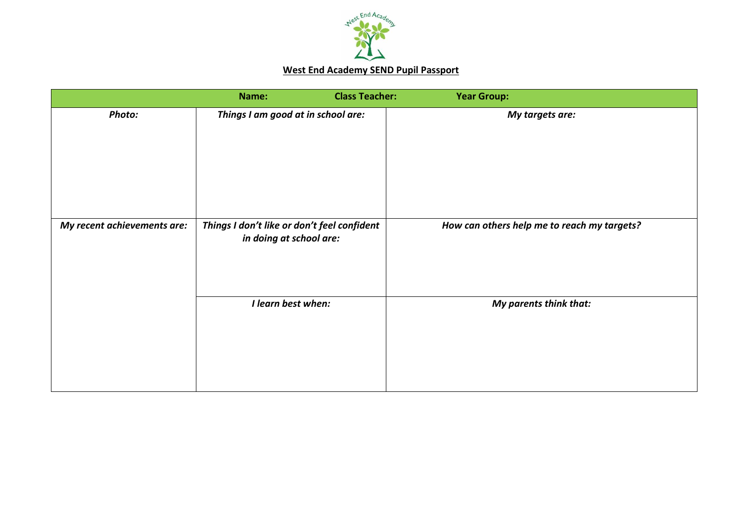**West End Academy SEND Pupil Passport**

| | | | |
|---|---|---|---|
| | **Name:** | **Class Teacher:** | **Year Group:** |
| ***Photo:*** | ***Things I am good at in school are:*** | ***My targets are:*** | |
| ***My recent achievements are:*** | ***Things I don't like or don't feel confident in doing at school are:*** | ***How can others help me to reach my targets?*** | |
| | ***I learn best when:*** | ***My parents think that:*** | |